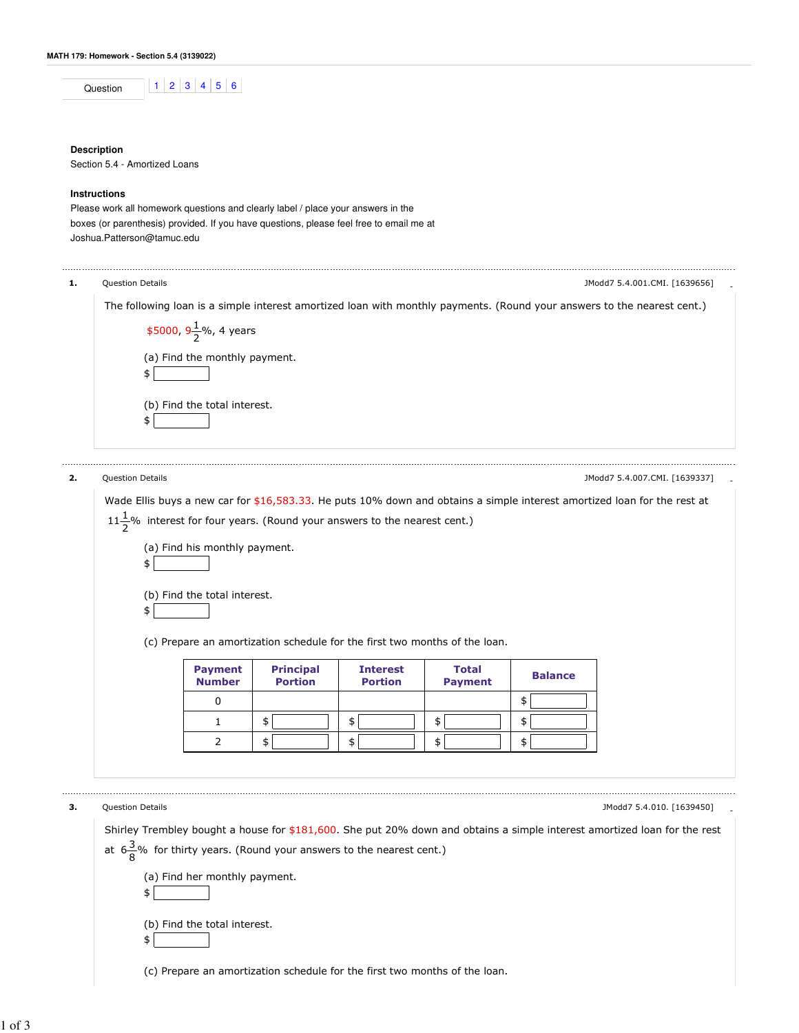MATH 179: Homework - Section 5.4 (3139022)

| Question | 1 | 2 | 3 | 4 | 5 | 6 |
|---|---|---|---|---|---|---|

**Description**

Section 5.4 - Amortized Loans

**Instructions**

Please work all homework questions and clearly label / place your answers in the boxes (or parenthesis) provided. If you have questions, please feel free to email me at Joshua.Patterson@tamuc.edu

---

**1.** Question Details — JModd7 5.4.001.CMI. [1639656]

The following loan is a simple interest amortized loan with monthly payments. (Round your answers to the nearest cent.)

$5000, $9\frac{1}{2}$%, 4 years

(a) Find the monthly payment.

$ ______

(b) Find the total interest.

$ ______

---

**2.** Question Details — JModd7 5.4.007.CMI. [1639337]

Wade Ellis buys a new car for $16,583.33. He puts 10% down and obtains a simple interest amortized loan for the rest at $11\frac{1}{2}$% interest for four years. (Round your answers to the nearest cent.)

(a) Find his monthly payment.

$ ______

(b) Find the total interest.

$ ______

(c) Prepare an amortization schedule for the first two months of the loan.

| Payment Number | Principal Portion | Interest Portion | Total Payment | Balance |
|---|---|---|---|---|
| 0 | | | | $ ______ |
| 1 | $ ______ | $ ______ | $ ______ | $ ______ |
| 2 | $ ______ | $ ______ | $ ______ | $ ______ |

---

**3.** Question Details — JModd7 5.4.010. [1639450]

Shirley Trembley bought a house for $181,600. She put 20% down and obtains a simple interest amortized loan for the rest at $6\frac{3}{8}$% for thirty years. (Round your answers to the nearest cent.)

(a) Find her monthly payment.

$ ______

(b) Find the total interest.

$ ______

(c) Prepare an amortization schedule for the first two months of the loan.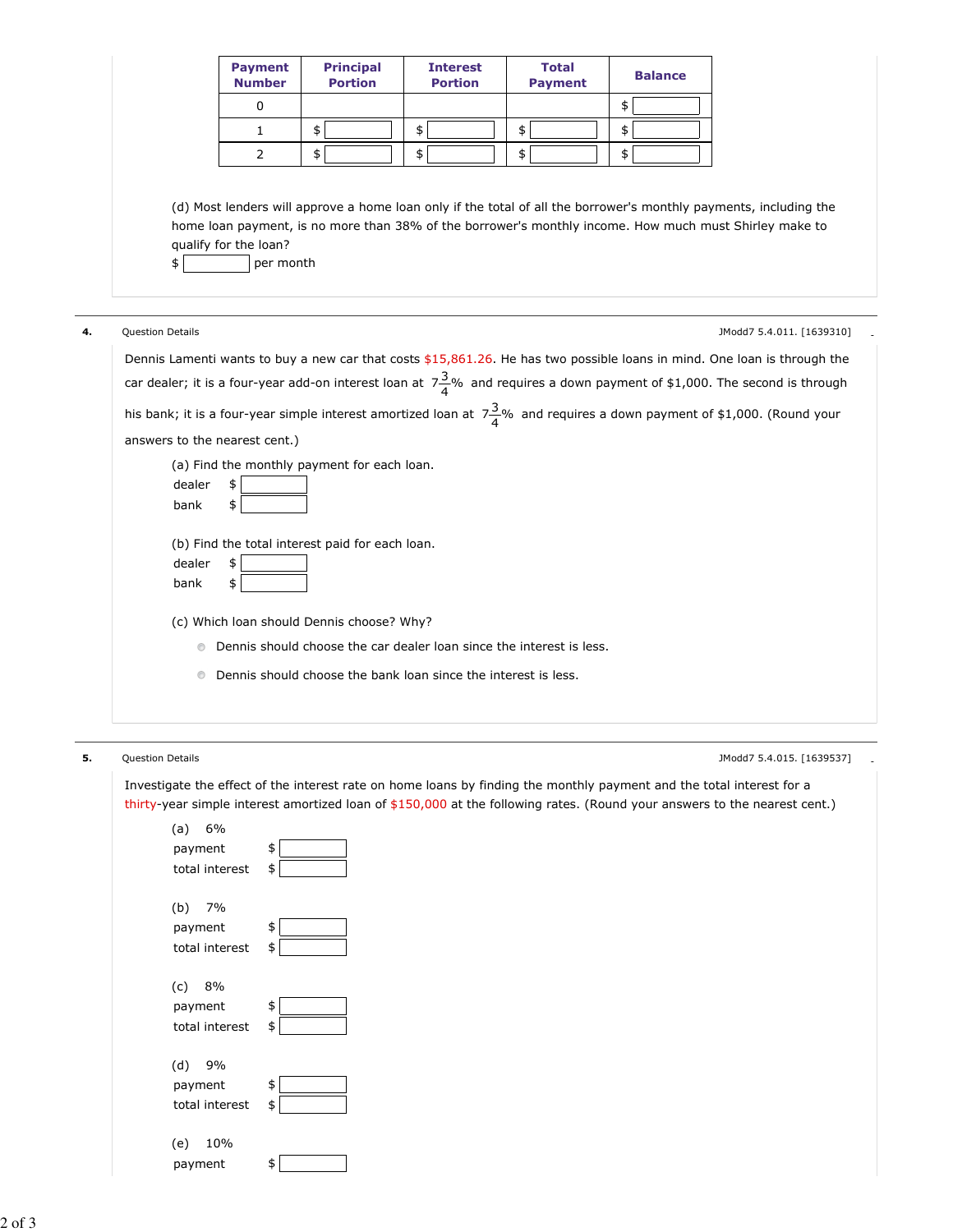| Payment Number | Principal Portion | Interest Portion | Total Payment | Balance |
|---|---|---|---|---|
| 0 | | | | $ |
| 1 | $ | $ | $ | $ |
| 2 | $ | $ | $ | $ |

(d) Most lenders will approve a home loan only if the total of all the borrower's monthly payments, including the home loan payment, is no more than 38% of the borrower's monthly income. How much must Shirley make to qualify for the loan?

$ ______ per month

**4.** Question Details JModd7 5.4.011. [1639310]

Dennis Lamenti wants to buy a new car that costs $15,861.26. He has two possible loans in mind. One loan is through the car dealer; it is a four-year add-on interest loan at $7\frac{3}{4}\%$ and requires a down payment of $1,000. The second is through his bank; it is a four-year simple interest amortized loan at $7\frac{3}{4}\%$ and requires a down payment of $1,000. (Round your answers to the nearest cent.)

(a) Find the monthly payment for each loan.

dealer $ ______

bank $ ______

(b) Find the total interest paid for each loan.

dealer $ ______

bank $ ______

(c) Which loan should Dennis choose? Why?

- Dennis should choose the car dealer loan since the interest is less.
- Dennis should choose the bank loan since the interest is less.

**5.** Question Details JModd7 5.4.015. [1639537]

Investigate the effect of the interest rate on home loans by finding the monthly payment and the total interest for a thirty-year simple interest amortized loan of $150,000 at the following rates. (Round your answers to the nearest cent.)

(a) 6%

payment $ ______

total interest $ ______

(b) 7%

payment $ ______

total interest $ ______

(c) 8%

payment $ ______

total interest $ ______

(d) 9%

payment $ ______

total interest $ ______

(e) 10%

payment $ ______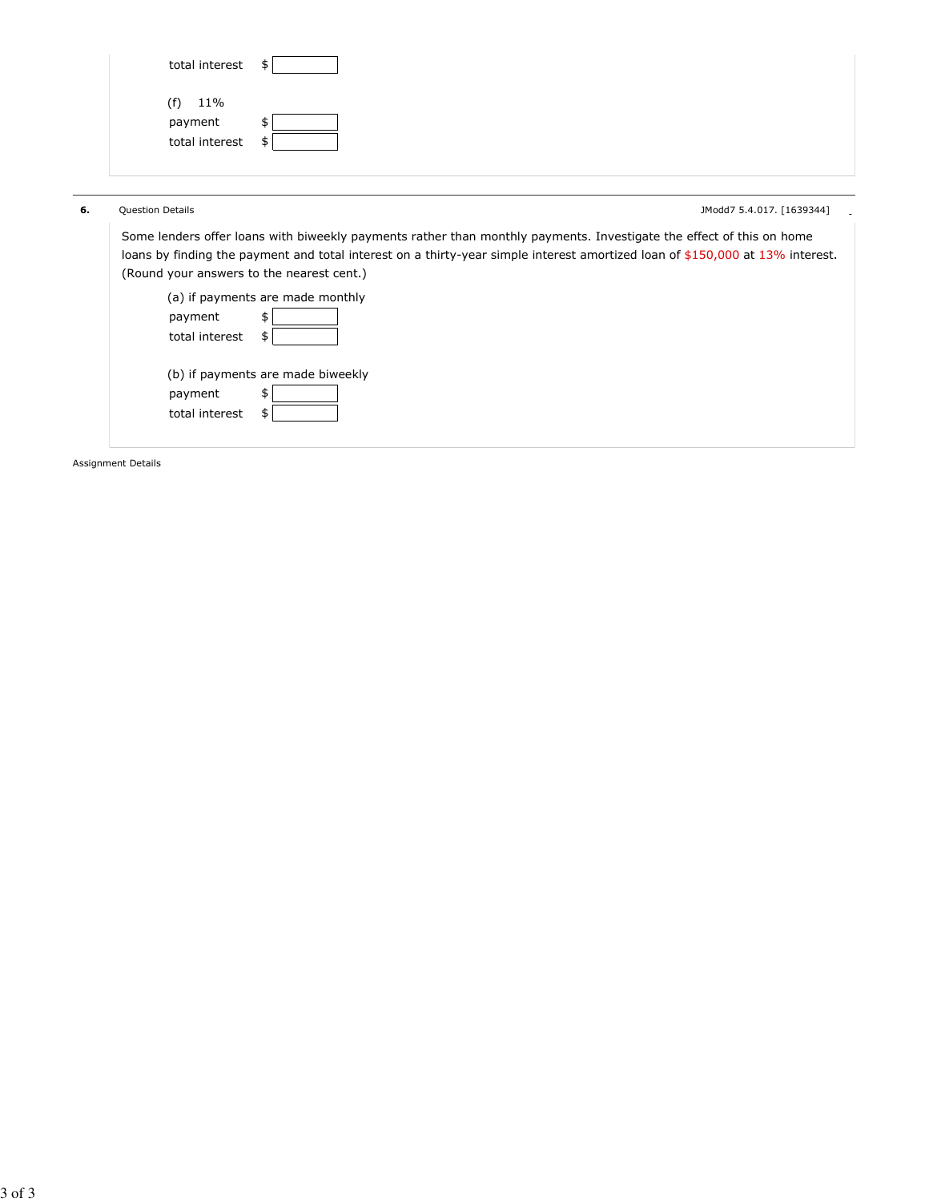total interest $ ______

(f) 11%

payment $ ______

total interest $ ______

**6.** Question Details JModd7 5.4.017. [1639344]

Some lenders offer loans with biweekly payments rather than monthly payments. Investigate the effect of this on home loans by finding the payment and total interest on a thirty-year simple interest amortized loan of $150,000 at 13% interest. (Round your answers to the nearest cent.)

(a) if payments are made monthly

payment $ ______

total interest $ ______

(b) if payments are made biweekly

payment $ ______

total interest $ ______

Assignment Details